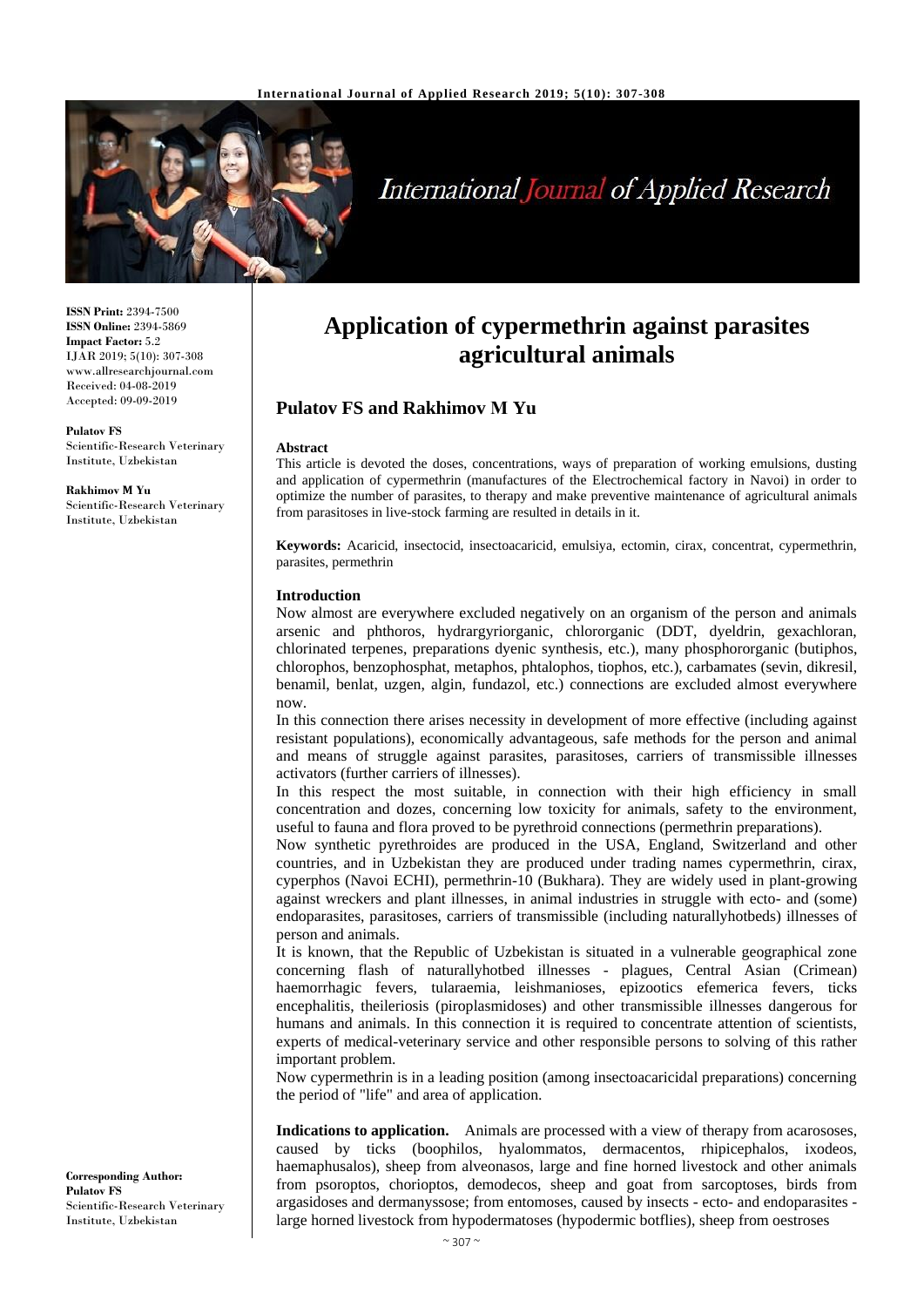**ISSN Print:** 2394-7500
**ISSN Online:** 2394-5869
**Impact Factor:** 5.2
IJAR 2019; 5(10): 307-308
www.allresearchjournal.com
Received: 04-08-2019
Accepted: 09-09-2019

**Pulatov FS**
Scientific-Research Veterinary Institute, Uzbekistan

**Rakhimov M Yu**
Scientific-Research Veterinary Institute, Uzbekistan

**Corresponding Author:**
**Pulatov FS**
Scientific-Research Veterinary Institute, Uzbekistan

# Application of cypermethrin against parasites agricultural animals

## Pulatov FS and Rakhimov M Yu

### Abstract

This article is devoted the doses, concentrations, ways of preparation of working emulsions, dusting and application of cypermethrin (manufactures of the Electrochemical factory in Navoi) in order to optimize the number of parasites, to therapy and make preventive maintenance of agricultural animals from parasitoses in live-stock farming are resulted in details in it.

**Keywords:** Acaricid, insectocid, insectoacaricid, emulsiya, ectomin, cirax, concentrat, cypermethrin, parasites, permethrin

### Introduction

Now almost are everywhere excluded negatively on an organism of the person and animals arsenic and phthoros, hydrargyriorganic, chlororganic (DDT, dyeldrin, gexachloran, chlorinated terpenes, preparations dyenic synthesis, etc.), many phosphororganic (butiphos, chlorophos, benzophosphat, metaphos, phtalophos, tiophos, etc.), carbamates (sevin, dikresil, benamil, benlat, uzgen, algin, fundazol, etc.) connections are excluded almost everywhere now.

In this connection there arises necessity in development of more effective (including against resistant populations), economically advantageous, safe methods for the person and animal and means of struggle against parasites, parasitoses, carriers of transmissible illnesses activators (further carriers of illnesses).

In this respect the most suitable, in connection with their high efficiency in small concentration and dozes, concerning low toxicity for animals, safety to the environment, useful to fauna and flora proved to be pyrethroid connections (permethrin preparations).

Now synthetic pyrethroides are produced in the USA, England, Switzerland and other countries, and in Uzbekistan they are produced under trading names cypermethrin, cirax, cyperphos (Navoi ECHI), permethrin-10 (Bukhara). They are widely used in plant-growing against wreckers and plant illnesses, in animal industries in struggle with ecto- and (some) endoparasites, parasitoses, carriers of transmissible (including naturallyhotbeds) illnesses of person and animals.

It is known, that the Republic of Uzbekistan is situated in a vulnerable geographical zone concerning flash of naturallyhotbed illnesses - plagues, Central Asian (Crimean) haemorrhagic fevers, tularaemia, leishmanioses, epizootics efemerica fevers, ticks encephalitis, theileriosis (piroplasmidoses) and other transmissible illnesses dangerous for humans and animals. In this connection it is required to concentrate attention of scientists, experts of medical-veterinary service and other responsible persons to solving of this rather important problem.

Now cypermethrin is in a leading position (among insectoacaricidal preparations) concerning the period of "life" and area of application.

**Indications to application.** Animals are processed with a view of therapy from acarososes, caused by ticks (boophilos, hyalommatos, dermacentos, rhipicephalos, ixodeos, haemaphusalos), sheep from alveonasos, large and fine horned livestock and other animals from psoroptos, chorioptos, demodecos, sheep and goat from sarcoptoses, birds from argasidoses and dermanyssose; from entomoses, caused by insects - ecto- and endoparasites - large horned livestock from hypodermatoses (hypodermic botflies), sheep from oestroses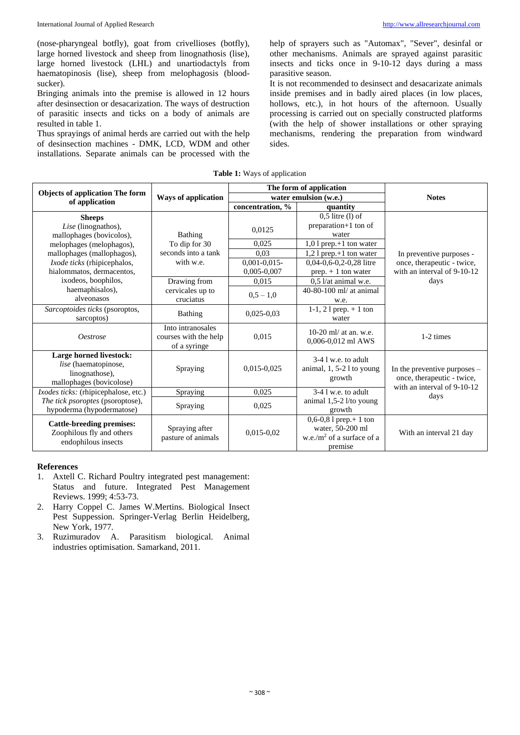(nose-pharyngeal botfly), goat from crivellioses (botfly), large horned livestock and sheep from linognathosis (lise), large horned livestock (LHL) and unartiodactyls from haematopinosis (lise), sheep from melophagosis (blood-sucker).

Bringing animals into the premise is allowed in 12 hours after desinsection or desacarization. The ways of destruction of parasitic insects and ticks on a body of animals are resulted in table 1.

Thus sprayings of animal herds are carried out with the help of desinsection machines - DMK, LCD, WDM and other installations. Separate animals can be processed with the help of sprayers such as "Automax", "Sever", desinfal or other mechanisms. Animals are sprayed against parasitic insects and ticks once in 9-10-12 days during a mass parasitive season.

It is not recommended to desinsect and desacarizate animals inside premises and in badly aired places (in low places, hollows, etc.), in hot hours of the afternoon. Usually processing is carried out on specially constructed platforms (with the help of shower installations or other spraying mechanisms, rendering the preparation from windward sides.

**Table 1:** Ways of application

| Objects of application The form of application | Ways of application | The form of application water emulsion (w.e.) concentration, % | quantity | Notes |
|---|---|---|---|---|
| **Sheeps** *Lise* (linognathos), mallophages (bovicolos), melophages (melophagos), mallophages (mallophagos), *Ixode ticks* (rhipicephalos, hialommatos, dermacentos, ixodeos, boophilos, haemaphisalos), alveonasos | Bathing To dip for 30 seconds into a tank with w.e. | 0,0125 | 0,5 litre (l) of preparation+1 ton of water | In preventive purposes - once, therapeutic - twice, with an interval of 9-10-12 days |
| | | 0,025 | 1,0 l prep.+1 ton water | |
| | | 0,03 | 1,2 l prep.+1 ton water | |
| | | 0,001-0,015-0,005-0,007 | 0,04-0,6-0,2-0,28 litre prep. + 1 ton water | |
| | Drawing from cervicales up to cruciatus | 0,015 | 0,5 l/at animal w.e. | |
| | | 0,5 – 1,0 | 40-80-100 ml/ at animal w.e. | |
| *Sarcoptoides ticks* (psoroptos, sarcoptos) | Bathing | 0,025-0,03 | 1-1, 2 l prep. + 1 ton water | |
| *Oestrose* | Into intranosales courses with the help of a syringe | 0,015 | 10-20 ml/ at an. w.e. 0,006-0,012 ml AWS | 1-2 times |
| **Large horned livestock:** *lise* (haematopinose, linognathose), mallophages (bovicolose) | Spraying | 0,015-0,025 | 3-4 l w.e. to adult animal, 1, 5-2 l to young growth | In the preventive purposes – once, therapeutic - twice, with an interval of 9-10-12 days |
| *Ixodes ticks:* (rhipicephalose, etc.) | Spraying | 0,025 | 3-4 l w.e. to adult animal 1,5-2 l/to young growth | |
| *The tick psoroptes* (psoroptose), hypoderma (hypodermatose) | Spraying | 0,025 | | |
| **Cattle-breeding premises:** Zoophilous fly and others endophilous insects | Spraying after pasture of animals | 0,015-0,02 | 0,6-0,8 l prep.+ 1 ton water, 50-200 ml w.e./$m^2$ of a surface of a premise | With an interval 21 day |

## References

1. Axtell C. Richard Poultry integrated pest management: Status and future. Integrated Pest Management Reviews. 1999; 4:53-73.
2. Harry Coppel C. James W.Mertins. Biological Insect Pest Suppession. Springer-Verlag Berlin Heidelberg, New York, 1977.
3. Ruzimuradov A. Parasitism biological. Animal industries optimisation. Samarkand, 2011.